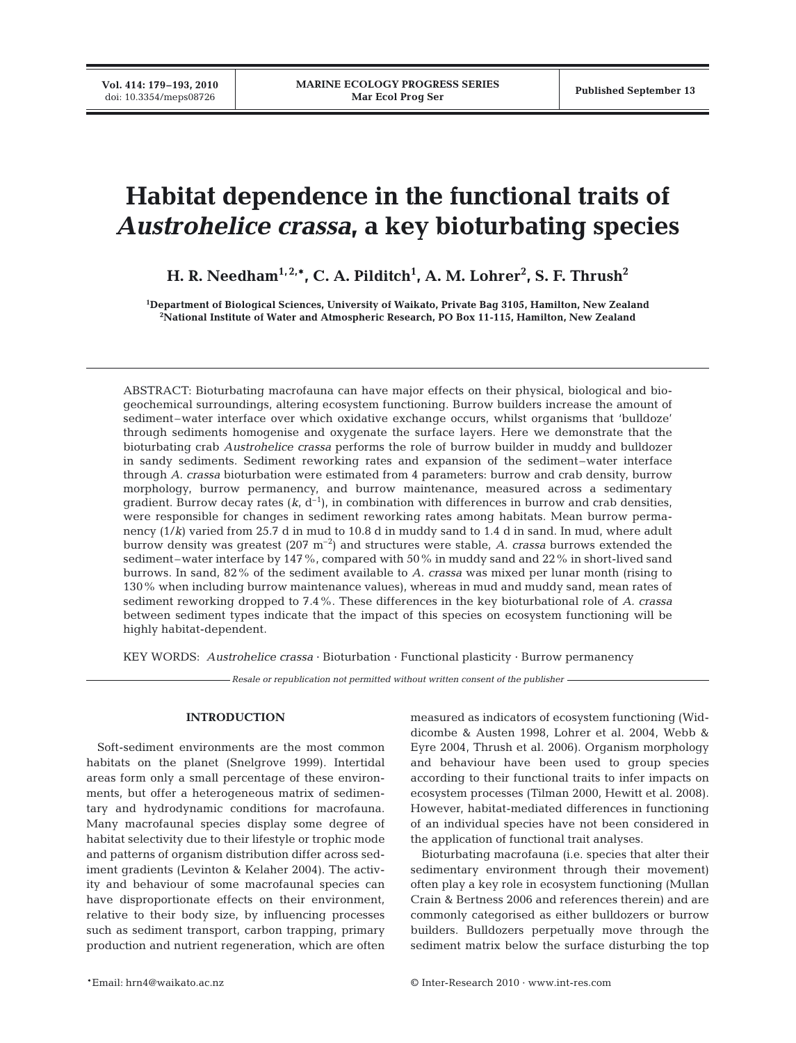# Habitat dependence in the functional traits of *Austrohelice crassa*, a key bioturbating species

**H. R. Needham[1,2,*], C. A. Pilditch[1], A. M. Lohrer[2], S. F. Thrush[2]**

[1]Department of Biological Sciences, University of Waikato, Private Bag 3105, Hamilton, New Zealand
[2]National Institute of Water and Atmospheric Research, PO Box 11-115, Hamilton, New Zealand

ABSTRACT: Bioturbating macrofauna can have major effects on their physical, biological and biogeochemical surroundings, altering ecosystem functioning. Burrow builders increase the amount of sediment–water interface over which oxidative exchange occurs, whilst organisms that 'bulldoze' through sediments homogenise and oxygenate the surface layers. Here we demonstrate that the bioturbating crab *Austrohelice crassa* performs the role of burrow builder in muddy and bulldozer in sandy sediments. Sediment reworking rates and expansion of the sediment–water interface through *A. crassa* bioturbation were estimated from 4 parameters: burrow and crab density, burrow morphology, burrow permanency, and burrow maintenance, measured across a sedimentary gradient. Burrow decay rates ($k$, d$^{-1}$), in combination with differences in burrow and crab densities, were responsible for changes in sediment reworking rates among habitats. Mean burrow permanency ($1/k$) varied from 25.7 d in mud to 10.8 d in muddy sand to 1.4 d in sand. In mud, where adult burrow density was greatest (207 m$^{-2}$) and structures were stable, *A. crassa* burrows extended the sediment–water interface by 147%, compared with 50% in muddy sand and 22% in short-lived sand burrows. In sand, 82% of the sediment available to *A. crassa* was mixed per lunar month (rising to 130% when including burrow maintenance values), whereas in mud and muddy sand, mean rates of sediment reworking dropped to 7.4%. These differences in the key bioturbational role of *A. crassa* between sediment types indicate that the impact of this species on ecosystem functioning will be highly habitat-dependent.

KEY WORDS: *Austrohelice crassa* · Bioturbation · Functional plasticity · Burrow permanency

*Resale or republication not permitted without written consent of the publisher*

## INTRODUCTION

Soft-sediment environments are the most common habitats on the planet (Snelgrove 1999). Intertidal areas form only a small percentage of these environments, but offer a heterogeneous matrix of sedimentary and hydrodynamic conditions for macrofauna. Many macrofaunal species display some degree of habitat selectivity due to their lifestyle or trophic mode and patterns of organism distribution differ across sediment gradients (Levinton & Kelaher 2004). The activity and behaviour of some macrofaunal species can have disproportionate effects on their environment, relative to their body size, by influencing processes such as sediment transport, carbon trapping, primary production and nutrient regeneration, which are often measured as indicators of ecosystem functioning (Widdicombe & Austen 1998, Lohrer et al. 2004, Webb & Eyre 2004, Thrush et al. 2006). Organism morphology and behaviour have been used to group species according to their functional traits to infer impacts on ecosystem processes (Tilman 2000, Hewitt et al. 2008). However, habitat-mediated differences in functioning of an individual species have not been considered in the application of functional trait analyses.

Bioturbating macrofauna (i.e. species that alter their sedimentary environment through their movement) often play a key role in ecosystem functioning (Mullan Crain & Bertness 2006 and references therein) and are commonly categorised as either bulldozers or burrow builders. Bulldozers perpetually move through the sediment matrix below the surface disturbing the top

*Email: hrn4@waikato.ac.nz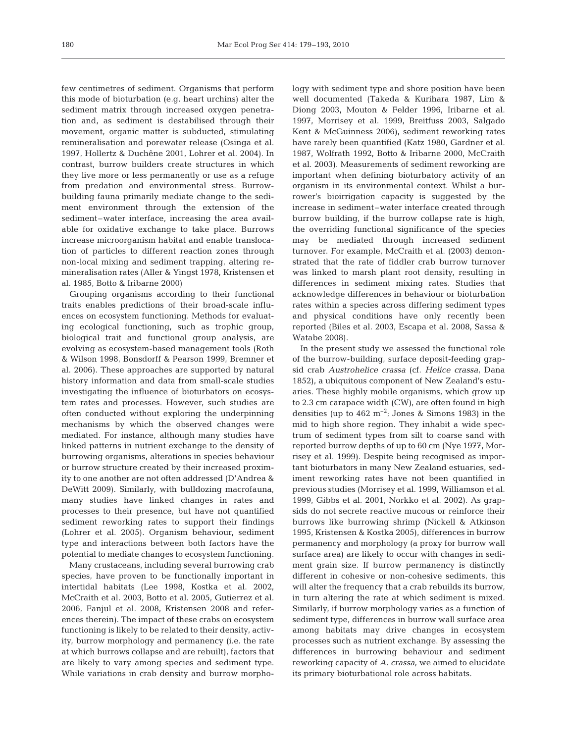few centimetres of sediment. Organisms that perform this mode of bioturbation (e.g. heart urchins) alter the sediment matrix through increased oxygen penetration and, as sediment is destabilised through their movement, organic matter is subducted, stimulating remineralisation and porewater release (Osinga et al. 1997, Hollertz & Duchêne 2001, Lohrer et al. 2004). In contrast, burrow builders create structures in which they live more or less permanently or use as a refuge from predation and environmental stress. Burrow-building fauna primarily mediate change to the sediment environment through the extension of the sediment–water interface, increasing the area available for oxidative exchange to take place. Burrows increase microorganism habitat and enable translocation of particles to different reaction zones through non-local mixing and sediment trapping, altering remineralisation rates (Aller & Yingst 1978, Kristensen et al. 1985, Botto & Iribarne 2000)

Grouping organisms according to their functional traits enables predictions of their broad-scale influences on ecosystem functioning. Methods for evaluating ecological functioning, such as trophic group, biological trait and functional group analysis, are evolving as ecosystem-based management tools (Roth & Wilson 1998, Bonsdorff & Pearson 1999, Bremner et al. 2006). These approaches are supported by natural history information and data from small-scale studies investigating the influence of bioturbators on ecosystem rates and processes. However, such studies are often conducted without exploring the underpinning mechanisms by which the observed changes were mediated. For instance, although many studies have linked patterns in nutrient exchange to the density of burrowing organisms, alterations in species behaviour or burrow structure created by their increased proximity to one another are not often addressed (D'Andrea & DeWitt 2009). Similarly, with bulldozing macrofauna, many studies have linked changes in rates and processes to their presence, but have not quantified sediment reworking rates to support their findings (Lohrer et al. 2005). Organism behaviour, sediment type and interactions between both factors have the potential to mediate changes to ecosystem functioning.

Many crustaceans, including several burrowing crab species, have proven to be functionally important in intertidal habitats (Lee 1998, Kostka et al. 2002, McCraith et al. 2003, Botto et al. 2005, Gutierrez et al. 2006, Fanjul et al. 2008, Kristensen 2008 and references therein). The impact of these crabs on ecosystem functioning is likely to be related to their density, activity, burrow morphology and permanency (i.e. the rate at which burrows collapse and are rebuilt), factors that are likely to vary among species and sediment type. While variations in crab density and burrow morphology with sediment type and shore position have been well documented (Takeda & Kurihara 1987, Lim & Diong 2003, Mouton & Felder 1996, Iribarne et al. 1997, Morrisey et al. 1999, Breitfuss 2003, Salgado Kent & McGuinness 2006), sediment reworking rates have rarely been quantified (Katz 1980, Gardner et al. 1987, Wolfrath 1992, Botto & Iribarne 2000, McCraith et al. 2003). Measurements of sediment reworking are important when defining bioturbatory activity of an organism in its environmental context. Whilst a burrower's bioirrigation capacity is suggested by the increase in sediment–water interface created through burrow building, if the burrow collapse rate is high, the overriding functional significance of the species may be mediated through increased sediment turnover. For example, McCraith et al. (2003) demonstrated that the rate of fiddler crab burrow turnover was linked to marsh plant root density, resulting in differences in sediment mixing rates. Studies that acknowledge differences in behaviour or bioturbation rates within a species across differing sediment types and physical conditions have only recently been reported (Biles et al. 2003, Escapa et al. 2008, Sassa & Watabe 2008).

In the present study we assessed the functional role of the burrow-building, surface deposit-feeding grapsid crab *Austrohelice crassa* (cf. *Helice crassa*, Dana 1852), a ubiquitous component of New Zealand's estuaries. These highly mobile organisms, which grow up to 2.3 cm carapace width (CW), are often found in high densities (up to 462 $m^{-2}$; Jones & Simons 1983) in the mid to high shore region. They inhabit a wide spectrum of sediment types from silt to coarse sand with reported burrow depths of up to 60 cm (Nye 1977, Morrisey et al. 1999). Despite being recognised as important bioturbators in many New Zealand estuaries, sediment reworking rates have not been quantified in previous studies (Morrisey et al. 1999, Williamson et al. 1999, Gibbs et al. 2001, Norkko et al. 2002). As grapsids do not secrete reactive mucous or reinforce their burrows like burrowing shrimp (Nickell & Atkinson 1995, Kristensen & Kostka 2005), differences in burrow permanency and morphology (a proxy for burrow wall surface area) are likely to occur with changes in sediment grain size. If burrow permanency is distinctly different in cohesive or non-cohesive sediments, this will alter the frequency that a crab rebuilds its burrow, in turn altering the rate at which sediment is mixed. Similarly, if burrow morphology varies as a function of sediment type, differences in burrow wall surface area among habitats may drive changes in ecosystem processes such as nutrient exchange. By assessing the differences in burrowing behaviour and sediment reworking capacity of *A. crassa*, we aimed to elucidate its primary bioturbational role across habitats.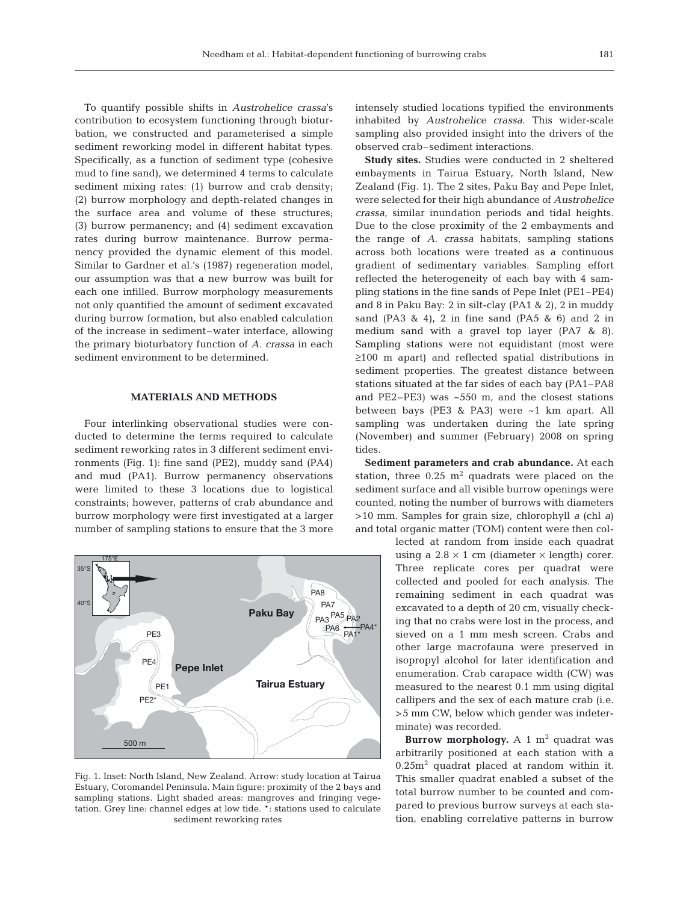To quantify possible shifts in *Austrohelice crassa*'s contribution to ecosystem functioning through bioturbation, we constructed and parameterised a simple sediment reworking model in different habitat types. Specifically, as a function of sediment type (cohesive mud to fine sand), we determined 4 terms to calculate sediment mixing rates: (1) burrow and crab density; (2) burrow morphology and depth-related changes in the surface area and volume of these structures; (3) burrow permanency; and (4) sediment excavation rates during burrow maintenance. Burrow permanency provided the dynamic element of this model. Similar to Gardner et al.'s (1987) regeneration model, our assumption was that a new burrow was built for each one infilled. Burrow morphology measurements not only quantified the amount of sediment excavated during burrow formation, but also enabled calculation of the increase in sediment–water interface, allowing the primary bioturbatory function of *A. crassa* in each sediment environment to be determined.

## MATERIALS AND METHODS

Four interlinking observational studies were conducted to determine the terms required to calculate sediment reworking rates in 3 different sediment environments (Fig. 1): fine sand (PE2), muddy sand (PA4) and mud (PA1). Burrow permanency observations were limited to these 3 locations due to logistical constraints; however, patterns of crab abundance and burrow morphology were first investigated at a larger number of sampling stations to ensure that the 3 more intensely studied locations typified the environments inhabited by *Austrohelice crassa*. This wider-scale sampling also provided insight into the drivers of the observed crab–sediment interactions.

Fig. 1. Inset: North Island, New Zealand. Arrow: study location at Tairua Estuary, Coromandel Peninsula. Main figure: proximity of the 2 bays and sampling stations. Light shaded areas: mangroves and fringing vegetation. Grey line: channel edges at low tide. *: stations used to calculate sediment reworking rates

**Study sites.** Studies were conducted in 2 sheltered embayments in Tairua Estuary, North Island, New Zealand (Fig. 1). The 2 sites, Paku Bay and Pepe Inlet, were selected for their high abundance of *Austrohelice crassa*, similar inundation periods and tidal heights. Due to the close proximity of the 2 embayments and the range of *A. crassa* habitats, sampling stations across both locations were treated as a continuous gradient of sedimentary variables. Sampling effort reflected the heterogeneity of each bay with 4 sampling stations in the fine sands of Pepe Inlet (PE1–PE4) and 8 in Paku Bay: 2 in silt-clay (PA1 & 2), 2 in muddy sand (PA3 & 4), 2 in fine sand (PA5 & 6) and 2 in medium sand with a gravel top layer (PA7 & 8). Sampling stations were not equidistant (most were ≥100 m apart) and reflected spatial distributions in sediment properties. The greatest distance between stations situated at the far sides of each bay (PA1–PA8 and PE2–PE3) was ~550 m, and the closest stations between bays (PE3 & PA3) were ~1 km apart. All sampling was undertaken during the late spring (November) and summer (February) 2008 on spring tides.

**Sediment parameters and crab abundance.** At each station, three 0.25 $m^2$ quadrats were placed on the sediment surface and all visible burrow openings were counted, noting the number of burrows with diameters >10 mm. Samples for grain size, chlorophyll *a* (chl *a*) and total organic matter (TOM) content were then collected at random from inside each quadrat using a 2.8 × 1 cm (diameter × length) corer. Three replicate cores per quadrat were collected and pooled for each analysis. The remaining sediment in each quadrat was excavated to a depth of 20 cm, visually checking that no crabs were lost in the process, and sieved on a 1 mm mesh screen. Crabs and other large macrofauna were preserved in isopropyl alcohol for later identification and enumeration. Crab carapace width (CW) was measured to the nearest 0.1 mm using digital callipers and the sex of each mature crab (i.e. >5 mm CW, below which gender was indeterminate) was recorded.

**Burrow morphology.** A 1 $m^2$ quadrat was arbitrarily positioned at each station with a 0.25$m^2$ quadrat placed at random within it. This smaller quadrat enabled a subset of the total burrow number to be counted and compared to previous burrow surveys at each station, enabling correlative patterns in burrow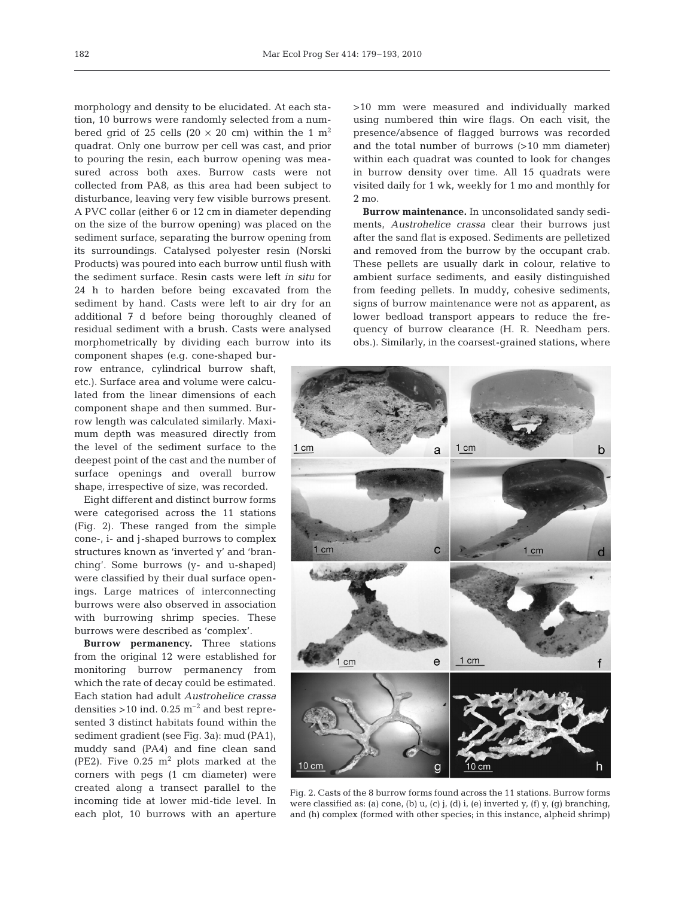morphology and density to be elucidated. At each station, 10 burrows were randomly selected from a numbered grid of 25 cells (20 × 20 cm) within the 1 $m^2$ quadrat. Only one burrow per cell was cast, and prior to pouring the resin, each burrow opening was measured across both axes. Burrow casts were not collected from PA8, as this area had been subject to disturbance, leaving very few visible burrows present. A PVC collar (either 6 or 12 cm in diameter depending on the size of the burrow opening) was placed on the sediment surface, separating the burrow opening from its surroundings. Catalysed polyester resin (Norski Products) was poured into each burrow until flush with the sediment surface. Resin casts were left *in situ* for 24 h to harden before being excavated from the sediment by hand. Casts were left to air dry for an additional 7 d before being thoroughly cleaned of residual sediment with a brush. Casts were analysed morphometrically by dividing each burrow into its component shapes (e.g. cone-shaped burrow entrance, cylindrical burrow shaft, etc.). Surface area and volume were calculated from the linear dimensions of each component shape and then summed. Burrow length was calculated similarly. Maximum depth was measured directly from the level of the sediment surface to the deepest point of the cast and the number of surface openings and overall burrow shape, irrespective of size, was recorded.

Eight different and distinct burrow forms were categorised across the 11 stations (Fig. 2). These ranged from the simple cone-, i- and j-shaped burrows to complex structures known as 'inverted y' and 'branching'. Some burrows (y- and u-shaped) were classified by their dual surface openings. Large matrices of interconnecting burrows were also observed in association with burrowing shrimp species. These burrows were described as 'complex'.

**Burrow permanency.** Three stations from the original 12 were established for monitoring burrow permanency from which the rate of decay could be estimated. Each station had adult *Austrohelice crassa* densities >10 ind. 0.25 $m^{-2}$ and best represented 3 distinct habitats found within the sediment gradient (see Fig. 3a): mud (PA1), muddy sand (PA4) and fine clean sand (PE2). Five 0.25 $m^2$ plots marked at the corners with pegs (1 cm diameter) were created along a transect parallel to the incoming tide at lower mid-tide level. In each plot, 10 burrows with an aperture >10 mm were measured and individually marked using numbered thin wire flags. On each visit, the presence/absence of flagged burrows was recorded and the total number of burrows (>10 mm diameter) within each quadrat was counted to look for changes in burrow density over time. All 15 quadrats were visited daily for 1 wk, weekly for 1 mo and monthly for 2 mo.

**Burrow maintenance.** In unconsolidated sandy sediments, *Austrohelice crassa* clear their burrows just after the sand flat is exposed. Sediments are pelletized and removed from the burrow by the occupant crab. These pellets are usually dark in colour, relative to ambient surface sediments, and easily distinguished from feeding pellets. In muddy, cohesive sediments, signs of burrow maintenance were not as apparent, as lower bedload transport appears to reduce the frequency of burrow clearance (H. R. Needham pers. obs.). Similarly, in the coarsest-grained stations, where

Fig. 2. Casts of the 8 burrow forms found across the 11 stations. Burrow forms were classified as: (a) cone, (b) u, (c) j, (d) i, (e) inverted y, (f) y, (g) branching, and (h) complex (formed with other species; in this instance, alpheid shrimp)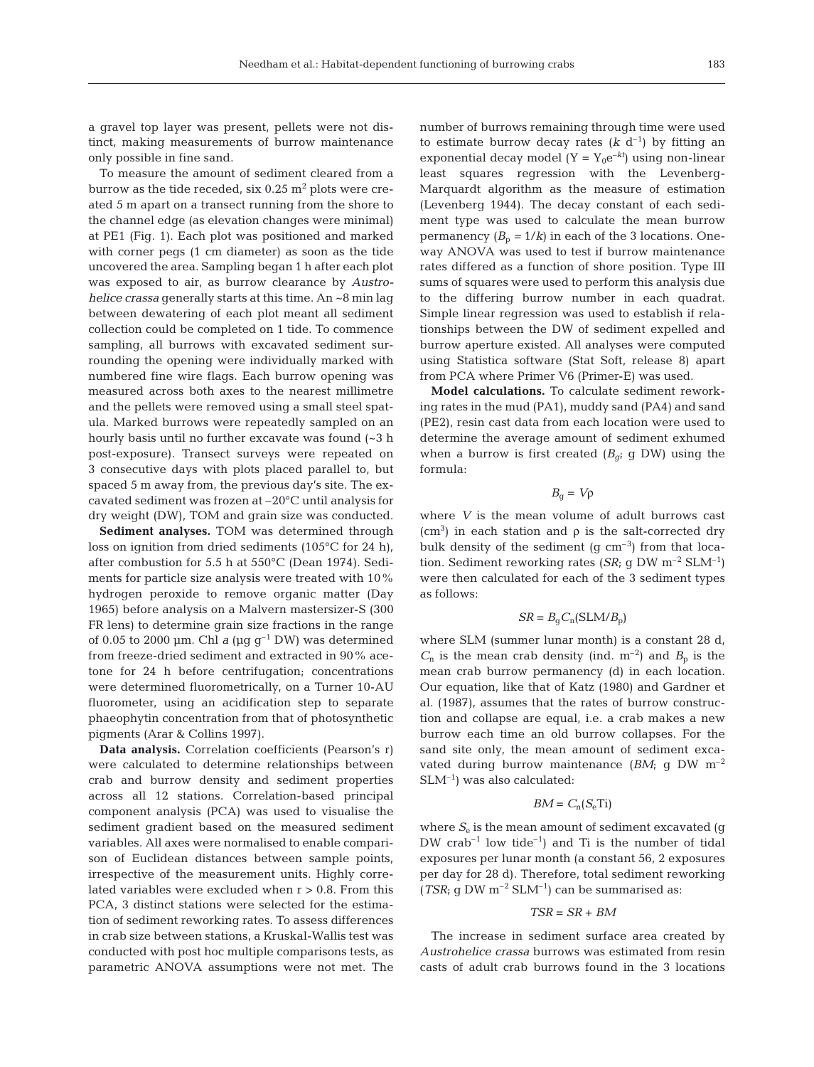a gravel top layer was present, pellets were not distinct, making measurements of burrow maintenance only possible in fine sand.

To measure the amount of sediment cleared from a burrow as the tide receded, six 0.25 $m^2$ plots were created 5 m apart on a transect running from the shore to the channel edge (as elevation changes were minimal) at PE1 (Fig. 1). Each plot was positioned and marked with corner pegs (1 cm diameter) as soon as the tide uncovered the area. Sampling began 1 h after each plot was exposed to air, as burrow clearance by *Austrohelice crassa* generally starts at this time. An ~8 min lag between dewatering of each plot meant all sediment collection could be completed on 1 tide. To commence sampling, all burrows with excavated sediment surrounding the opening were individually marked with numbered fine wire flags. Each burrow opening was measured across both axes to the nearest millimetre and the pellets were removed using a small steel spatula. Marked burrows were repeatedly sampled on an hourly basis until no further excavate was found (~3 h post-exposure). Transect surveys were repeated on 3 consecutive days with plots placed parallel to, but spaced 5 m away from, the previous day's site. The excavated sediment was frozen at –20°C until analysis for dry weight (DW), TOM and grain size was conducted.

**Sediment analyses.** TOM was determined through loss on ignition from dried sediments (105°C for 24 h), after combustion for 5.5 h at 550°C (Dean 1974). Sediments for particle size analysis were treated with 10% hydrogen peroxide to remove organic matter (Day 1965) before analysis on a Malvern mastersizer-S (300 FR lens) to determine grain size fractions in the range of 0.05 to 2000 µm. Chl *a* (µg $g^{-1}$ DW) was determined from freeze-dried sediment and extracted in 90% acetone for 24 h before centrifugation; concentrations were determined fluorometrically, on a Turner 10-AU fluorometer, using an acidification step to separate phaeophytin concentration from that of photosynthetic pigments (Arar & Collins 1997).

**Data analysis.** Correlation coefficients (Pearson's r) were calculated to determine relationships between crab and burrow density and sediment properties across all 12 stations. Correlation-based principal component analysis (PCA) was used to visualise the sediment gradient based on the measured sediment variables. All axes were normalised to enable comparison of Euclidean distances between sample points, irrespective of the measurement units. Highly correlated variables were excluded when $r > 0.8$. From this PCA, 3 distinct stations were selected for the estimation of sediment reworking rates. To assess differences in crab size between stations, a Kruskal-Wallis test was conducted with post hoc multiple comparisons tests, as parametric ANOVA assumptions were not met. The number of burrows remaining through time were used to estimate burrow decay rates ($k$ $d^{-1}$) by fitting an exponential decay model ($Y = Y_0e^{-kt}$) using non-linear least squares regression with the Levenberg-Marquardt algorithm as the measure of estimation (Levenberg 1944). The decay constant of each sediment type was used to calculate the mean burrow permanency ($B_p = 1/k$) in each of the 3 locations. One-way ANOVA was used to test if burrow maintenance rates differed as a function of shore position. Type III sums of squares were used to perform this analysis due to the differing burrow number in each quadrat. Simple linear regression was used to establish if relationships between the DW of sediment expelled and burrow aperture existed. All analyses were computed using Statistica software (Stat Soft, release 8) apart from PCA where Primer V6 (Primer-E) was used.

**Model calculations.** To calculate sediment reworking rates in the mud (PA1), muddy sand (PA4) and sand (PE2), resin cast data from each location were used to determine the average amount of sediment exhumed when a burrow is first created ($B_g$; g DW) using the formula:

$$B_g = V\rho$$

where $V$ is the mean volume of adult burrows cast ($cm^3$) in each station and $\rho$ is the salt-corrected dry bulk density of the sediment (g $cm^{-3}$) from that location. Sediment reworking rates ($SR$; g DW $m^{-2}$ $SLM^{-1}$) were then calculated for each of the 3 sediment types as follows:

$$SR = B_g C_n(\mathrm{SLM}/B_p)$$

where SLM (summer lunar month) is a constant 28 d, $C_n$ is the mean crab density (ind. $m^{-2}$) and $B_p$ is the mean crab burrow permanency (d) in each location. Our equation, like that of Katz (1980) and Gardner et al. (1987), assumes that the rates of burrow construction and collapse are equal, i.e. a crab makes a new burrow each time an old burrow collapses. For the sand site only, the mean amount of sediment excavated during burrow maintenance ($BM$; g DW $m^{-2}$ $SLM^{-1}$) was also calculated:

$$BM = C_n(S_e\mathrm{Ti})$$

where $S_e$ is the mean amount of sediment excavated (g DW $crab^{-1}$ low $tide^{-1}$) and Ti is the number of tidal exposures per lunar month (a constant 56, 2 exposures per day for 28 d). Therefore, total sediment reworking ($TSR$; g DW $m^{-2}$ $SLM^{-1}$) can be summarised as:

$$TSR = SR + BM$$

The increase in sediment surface area created by *Austrohelice crassa* burrows was estimated from resin casts of adult crab burrows found in the 3 locations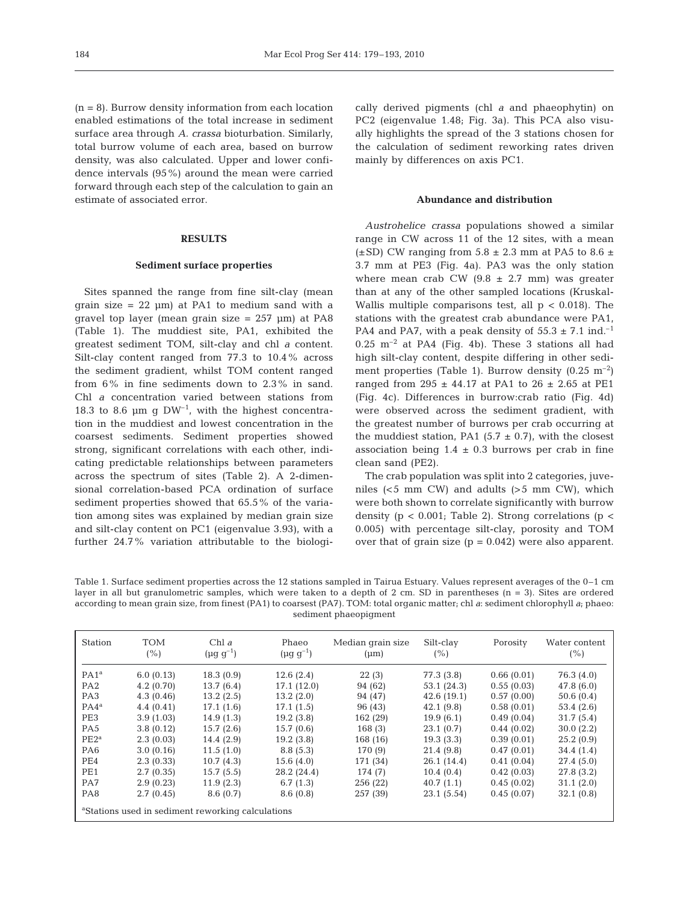(n = 8). Burrow density information from each location enabled estimations of the total increase in sediment surface area through *A. crassa* bioturbation. Similarly, total burrow volume of each area, based on burrow density, was also calculated. Upper and lower confidence intervals (95%) around the mean were carried forward through each step of the calculation to gain an estimate of associated error.

## RESULTS

### Sediment surface properties

Sites spanned the range from fine silt-clay (mean grain size = 22 µm) at PA1 to medium sand with a gravel top layer (mean grain size = 257 µm) at PA8 (Table 1). The muddiest site, PA1, exhibited the greatest sediment TOM, silt-clay and chl *a* content. Silt-clay content ranged from 77.3 to 10.4% across the sediment gradient, whilst TOM content ranged from 6% in fine sediments down to 2.3% in sand. Chl *a* concentration varied between stations from 18.3 to 8.6 µm g $DW^{-1}$, with the highest concentration in the muddiest and lowest concentration in the coarsest sediments. Sediment properties showed strong, significant correlations with each other, indicating predictable relationships between parameters across the spectrum of sites (Table 2). A 2-dimensional correlation-based PCA ordination of surface sediment properties showed that 65.5% of the variation among sites was explained by median grain size and silt-clay content on PC1 (eigenvalue 3.93), with a further 24.7% variation attributable to the biologically derived pigments (chl *a* and phaeophytin) on PC2 (eigenvalue 1.48; Fig. 3a). This PCA also visually highlights the spread of the 3 stations chosen for the calculation of sediment reworking rates driven mainly by differences on axis PC1.

### Abundance and distribution

*Austrohelice crassa* populations showed a similar range in CW across 11 of the 12 sites, with a mean (±SD) CW ranging from 5.8 ± 2.3 mm at PA5 to 8.6 ± 3.7 mm at PE3 (Fig. 4a). PA3 was the only station where mean crab CW (9.8 ± 2.7 mm) was greater than at any of the other sampled locations (Kruskal-Wallis multiple comparisons test, all $p < 0.018$). The stations with the greatest crab abundance were PA1, PA4 and PA7, with a peak density of 55.3 ± 7.1 ind.$^{-1}$ 0.25 $m^{-2}$ at PA4 (Fig. 4b). These 3 stations all had high silt-clay content, despite differing in other sediment properties (Table 1). Burrow density (0.25 $m^{-2}$) ranged from 295 ± 44.17 at PA1 to 26 ± 2.65 at PE1 (Fig. 4c). Differences in burrow:crab ratio (Fig. 4d) were observed across the sediment gradient, with the greatest number of burrows per crab occurring at the muddiest station, PA1 (5.7 ± 0.7), with the closest association being 1.4 ± 0.3 burrows per crab in fine clean sand (PE2).

The crab population was split into 2 categories, juveniles (<5 mm CW) and adults (>5 mm CW), which were both shown to correlate significantly with burrow density ($p < 0.001$; Table 2). Strong correlations ($p < 0.005$) with percentage silt-clay, porosity and TOM over that of grain size ($p = 0.042$) were also apparent.

Table 1. Surface sediment properties across the 12 stations sampled in Tairua Estuary. Values represent averages of the 0–1 cm layer in all but granulometric samples, which were taken to a depth of 2 cm. SD in parentheses (n = 3). Sites are ordered according to mean grain size, from finest (PA1) to coarsest (PA7). TOM: total organic matter; chl *a*: sediment chlorophyll *a*; phaeo: sediment phaeopigment

| Station | TOM (%) | Chl *a* (µg $g^{-1}$) | Phaeo (µg $g^{-1}$) | Median grain size (µm) | Silt-clay (%) | Porosity | Water content (%) |
|---|---|---|---|---|---|---|---|
| PA1[a] | 6.0 (0.13) | 18.3 (0.9) | 12.6 (2.4) | 22 (3) | 77.3 (3.8) | 0.66 (0.01) | 76.3 (4.0) |
| PA2 | 4.2 (0.70) | 13.7 (6.4) | 17.1 (12.0) | 94 (62) | 53.1 (24.3) | 0.55 (0.03) | 47.8 (6.0) |
| PA3 | 4.3 (0.46) | 13.2 (2.5) | 13.2 (2.0) | 94 (47) | 42.6 (19.1) | 0.57 (0.00) | 50.6 (0.4) |
| PA4[a] | 4.4 (0.41) | 17.1 (1.6) | 17.1 (1.5) | 96 (43) | 42.1 (9.8) | 0.58 (0.01) | 53.4 (2.6) |
| PE3 | 3.9 (1.03) | 14.9 (1.3) | 19.2 (3.8) | 162 (29) | 19.9 (6.1) | 0.49 (0.04) | 31.7 (5.4) |
| PA5 | 3.8 (0.12) | 15.7 (2.6) | 15.7 (0.6) | 168 (3) | 23.1 (0.7) | 0.44 (0.02) | 30.0 (2.2) |
| PE2[a] | 2.3 (0.03) | 14.4 (2.9) | 19.2 (3.8) | 168 (16) | 19.3 (3.3) | 0.39 (0.01) | 25.2 (0.9) |
| PA6 | 3.0 (0.16) | 11.5 (1.0) | 8.8 (5.3) | 170 (9) | 21.4 (9.8) | 0.47 (0.01) | 34.4 (1.4) |
| PE4 | 2.3 (0.33) | 10.7 (4.3) | 15.6 (4.0) | 171 (34) | 26.1 (14.4) | 0.41 (0.04) | 27.4 (5.0) |
| PE1 | 2.7 (0.35) | 15.7 (5.5) | 28.2 (24.4) | 174 (7) | 10.4 (0.4) | 0.42 (0.03) | 27.8 (3.2) |
| PA7 | 2.9 (0.23) | 11.9 (2.3) | 6.7 (1.3) | 256 (22) | 40.7 (1.1) | 0.45 (0.02) | 31.1 (2.0) |
| PA8 | 2.7 (0.45) | 8.6 (0.7) | 8.6 (0.8) | 257 (39) | 23.1 (5.54) | 0.45 (0.07) | 32.1 (0.8) |

[a]Stations used in sediment reworking calculations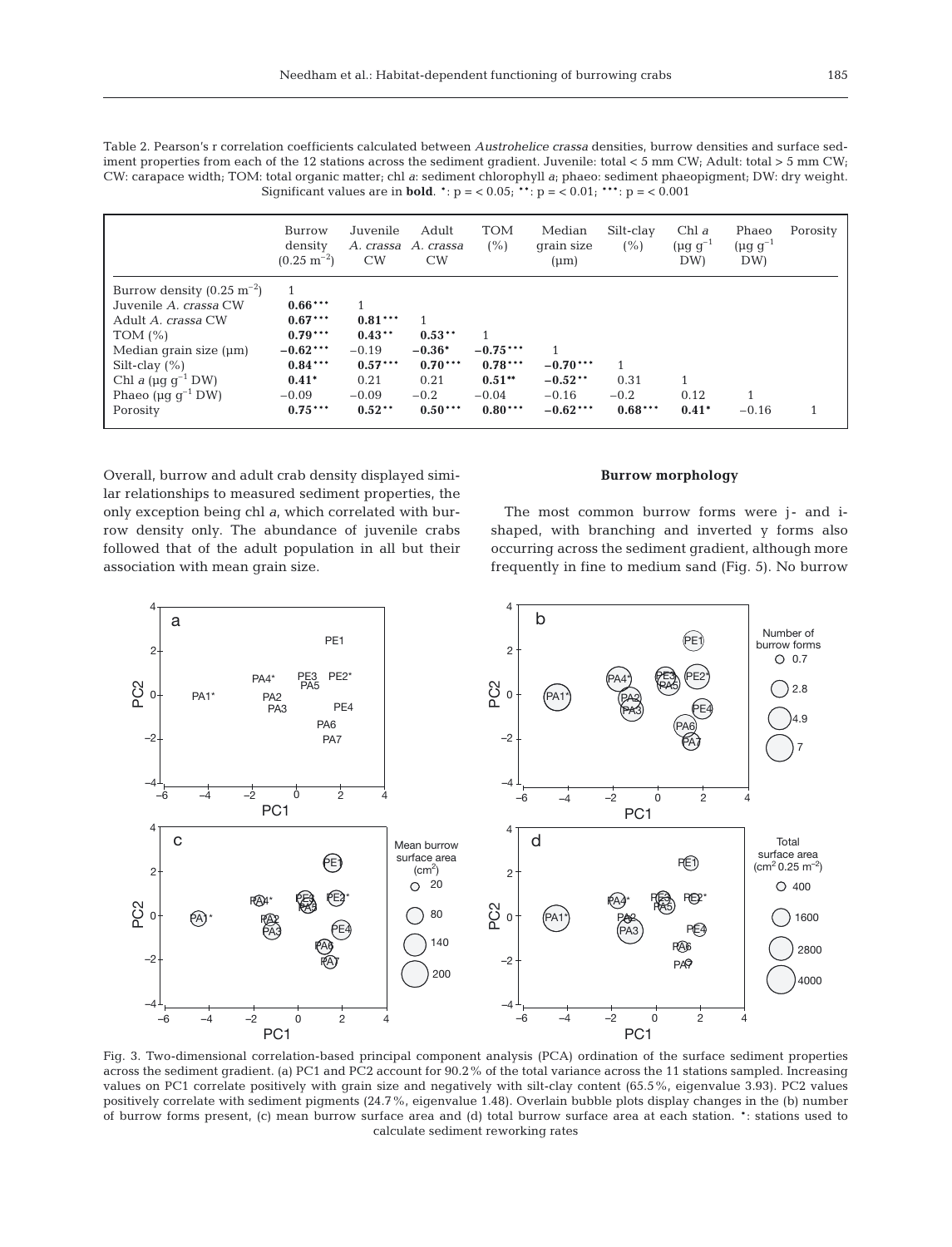Table 2. Pearson's r correlation coefficients calculated between *Austrohelice crassa* densities, burrow densities and surface sediment properties from each of the 12 stations across the sediment gradient. Juvenile: total < 5 mm CW; Adult: total > 5 mm CW; CW: carapace width; TOM: total organic matter; chl *a*: sediment chlorophyll *a*; phaeo: sediment phaeopigment; DW: dry weight. Significant values are in **bold**. *: p = < 0.05; **: p = < 0.01; ***: p = < 0.001

| | Burrow density ($0.25\ m^{-2}$) | Juvenile *A. crassa* CW | Adult *A. crassa* CW | TOM (%) | Median grain size (µm) | Silt-clay (%) | Chl *a* ($\mu g\ g^{-1}$ DW) | Phaeo ($\mu g\ g^{-1}$ DW) | Porosity |
|---|---|---|---|---|---|---|---|---|---|
| Burrow density ($0.25\ m^{-2}$) | 1 | | | | | | | | |
| Juvenile *A. crassa* CW | **0.66*** ** | 1 | | | | | | | |
| Adult *A. crassa* CW | **0.67*** ** | **0.81*** ** | 1 | | | | | | |
| TOM (%) | **0.79*** ** | **0.43** ** | **0.53** ** | 1 | | | | | |
| Median grain size (µm) | **−0.62*** ** | −0.19 | **−0.36* ** | **−0.75*** ** | 1 | | | | |
| Silt-clay (%) | **0.84*** ** | **0.57*** ** | **0.70*** ** | **0.78*** ** | **−0.70*** ** | 1 | | | |
| Chl *a* ($\mu g\ g^{-1}$ DW) | **0.41* ** | 0.21 | 0.21 | **0.51** ** | **−0.52** ** | 0.31 | 1 | | |
| Phaeo ($\mu g\ g^{-1}$ DW) | −0.09 | −0.09 | −0.2 | −0.04 | −0.16 | −0.2 | 0.12 | 1 | |
| Porosity | **0.75*** ** | **0.52** ** | **0.50*** ** | **0.80*** ** | **−0.62*** ** | **0.68*** ** | **0.41* ** | −0.16 | 1 |

Overall, burrow and adult crab density displayed similar relationships to measured sediment properties, the only exception being chl *a*, which correlated with burrow density only. The abundance of juvenile crabs followed that of the adult population in all but their association with mean grain size.

### Burrow morphology

The most common burrow forms were j- and i-shaped, with branching and inverted y forms also occurring across the sediment gradient, although more frequently in fine to medium sand (Fig. 5). No burrow

Fig. 3. Two-dimensional correlation-based principal component analysis (PCA) ordination of the surface sediment properties across the sediment gradient. (a) PC1 and PC2 account for 90.2% of the total variance across the 11 stations sampled. Increasing values on PC1 correlate positively with grain size and negatively with silt-clay content (65.5%, eigenvalue 3.93). PC2 values positively correlate with sediment pigments (24.7%, eigenvalue 1.48). Overlain bubble plots display changes in the (b) number of burrow forms present, (c) mean burrow surface area and (d) total burrow surface area at each station. *: stations used to calculate sediment reworking rates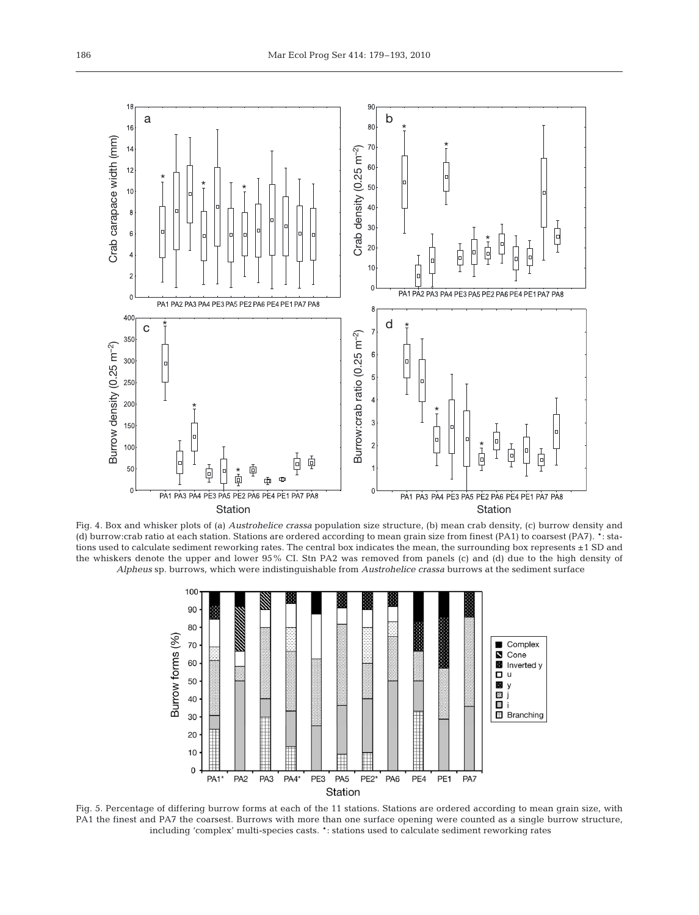Fig. 4. Box and whisker plots of (a) *Austrohelice crassa* population size structure, (b) mean crab density, (c) burrow density and (d) burrow:crab ratio at each station. Stations are ordered according to mean grain size from finest (PA1) to coarsest (PA7). *: stations used to calculate sediment reworking rates. The central box indicates the mean, the surrounding box represents ±1 SD and the whiskers denote the upper and lower 95% CI. Stn PA2 was removed from panels (c) and (d) due to the high density of *Alpheus* sp. burrows, which were indistinguishable from *Austrohelice crassa* burrows at the sediment surface

Fig. 5. Percentage of differing burrow forms at each of the 11 stations. Stations are ordered according to mean grain size, with PA1 the finest and PA7 the coarsest. Burrows with more than one surface opening were counted as a single burrow structure, including 'complex' multi-species casts. *: stations used to calculate sediment reworking rates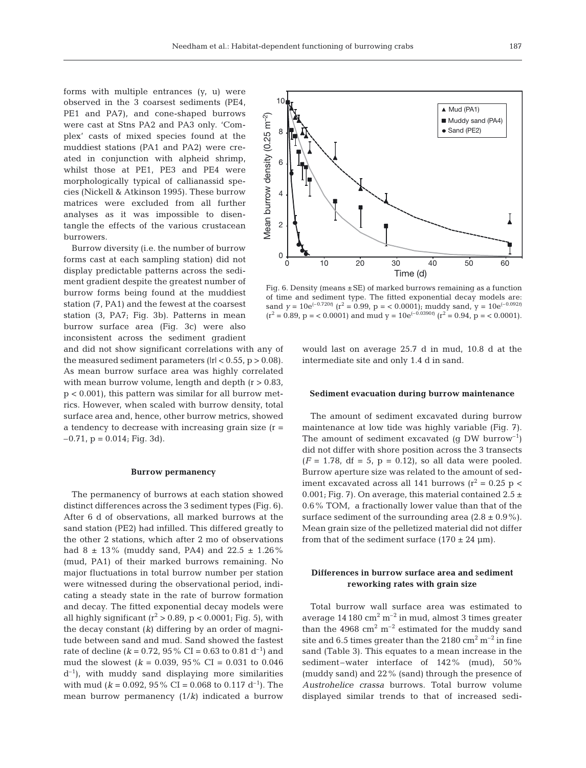forms with multiple entrances (y, u) were observed in the 3 coarsest sediments (PE4, PE1 and PA7), and cone-shaped burrows were cast at Stns PA2 and PA3 only. 'Complex' casts of mixed species found at the muddiest stations (PA1 and PA2) were created in conjunction with alpheid shrimp, whilst those at PE1, PE3 and PE4 were morphologically typical of callianassid species (Nickell & Atkinson 1995). These burrow matrices were excluded from all further analyses as it was impossible to disentangle the effects of the various crustacean burrowers.

Burrow diversity (i.e. the number of burrow forms cast at each sampling station) did not display predictable patterns across the sediment gradient despite the greatest number of burrow forms being found at the muddiest station (7, PA1) and the fewest at the coarsest station (3, PA7; Fig. 3b). Patterns in mean burrow surface area (Fig. 3c) were also inconsistent across the sediment gradient and did not show significant correlations with any of the measured sediment parameters ($|r| < 0.55$, $p > 0.08$). As mean burrow surface area was highly correlated with mean burrow volume, length and depth ($r > 0.83$, $p < 0.001$), this pattern was similar for all burrow metrics. However, when scaled with burrow density, total surface area and, hence, other burrow metrics, showed a tendency to decrease with increasing grain size ($r = -0.71$, $p = 0.014$; Fig. 3d).

## Burrow permanency

The permanency of burrows at each station showed distinct differences across the 3 sediment types (Fig. 6). After 6 d of observations, all marked burrows at the sand station (PE2) had infilled. This differed greatly to the other 2 stations, which after 2 mo of observations had 8 ± 13% (muddy sand, PA4) and 22.5 ± 1.26% (mud, PA1) of their marked burrows remaining. No major fluctuations in total burrow number per station were witnessed during the observational period, indicating a steady state in the rate of burrow formation and decay. The fitted exponential decay models were all highly significant ($r^2 > 0.89$, $p < 0.0001$; Fig. 5), with the decay constant ($k$) differing by an order of magnitude between sand and mud. Sand showed the fastest rate of decline ($k = 0.72$, 95% CI = 0.63 to 0.81 $d^{-1}$) and mud the slowest ($k = 0.039$, 95% CI = 0.031 to 0.046 $d^{-1}$), with muddy sand displaying more similarities with mud ($k = 0.092$, 95% CI = 0.068 to 0.117 $d^{-1}$). The mean burrow permanency ($1/k$) indicated a burrow would last on average 25.7 d in mud, 10.8 d at the intermediate site and only 1.4 d in sand.

Fig. 6. Density (means ±SE) of marked burrows remaining as a function of time and sediment type. The fitted exponential decay models are: sand $y = 10e^{(-0.720t)}$ ($r^2 = 0.99$, $p = < 0.0001$); muddy sand, $y = 10e^{(-0.092t)}$ ($r^2 = 0.89$, $p = < 0.0001$) and mud $y = 10e^{(-0.0390t)}$ ($r^2 = 0.94$, $p = < 0.0001$).

## Sediment evacuation during burrow maintenance

The amount of sediment excavated during burrow maintenance at low tide was highly variable (Fig. 7). The amount of sediment excavated (g DW $burrow^{-1}$) did not differ with shore position across the 3 transects ($F = 1.78$, df = 5, $p = 0.12$), so all data were pooled. Burrow aperture size was related to the amount of sediment excavated across all 141 burrows ($r^2 = 0.25$ $p < 0.001$; Fig. 7). On average, this material contained 2.5 ± 0.6% TOM, a fractionally lower value than that of the surface sediment of the surrounding area (2.8 ± 0.9%). Mean grain size of the pelletized material did not differ from that of the sediment surface (170 ± 24 µm).

## Differences in burrow surface area and sediment reworking rates with grain size

Total burrow wall surface area was estimated to average 14 180 $cm^2$ $m^{-2}$ in mud, almost 3 times greater than the 4968 $cm^2$ $m^{-2}$ estimated for the muddy sand site and 6.5 times greater than the 2180 $cm^2$ $m^{-2}$ in fine sand (Table 3). This equates to a mean increase in the sediment–water interface of 142% (mud), 50% (muddy sand) and 22% (sand) through the presence of *Austrohelice crassa* burrows. Total burrow volume displayed similar trends to that of increased sedi-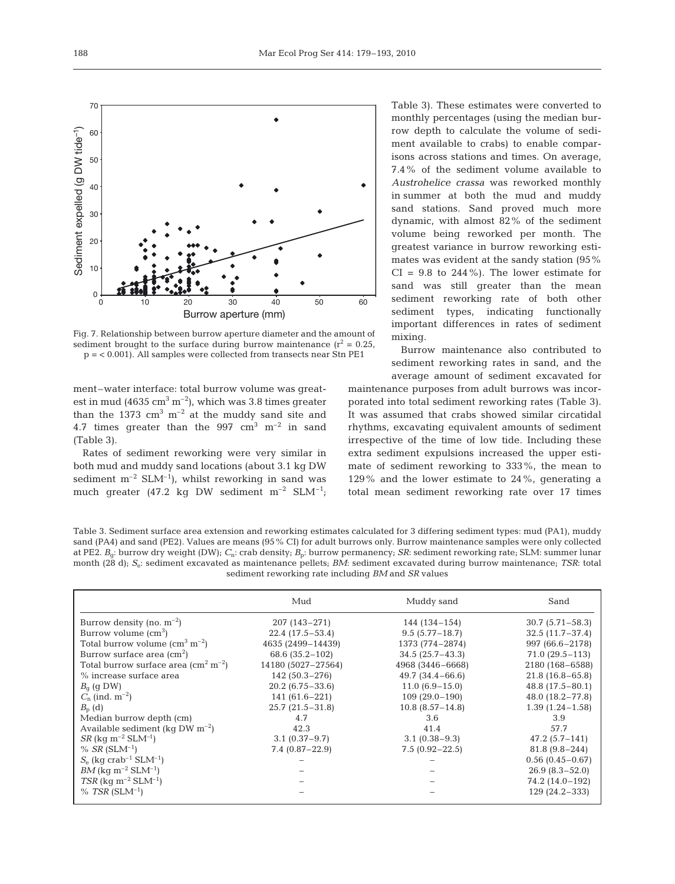Fig. 7. Relationship between burrow aperture diameter and the amount of sediment brought to the surface during burrow maintenance ($r^2 = 0.25$, $p = < 0.001$). All samples were collected from transects near Stn PE1

ment–water interface: total burrow volume was greatest in mud (4635 $cm^3$ $m^{-2}$), which was 3.8 times greater than the 1373 $cm^3$ $m^{-2}$ at the muddy sand site and 4.7 times greater than the 997 $cm^3$ $m^{-2}$ in sand (Table 3).

Rates of sediment reworking were very similar in both mud and muddy sand locations (about 3.1 kg DW sediment $m^{-2}$ $SLM^{-1}$), whilst reworking in sand was much greater (47.2 kg DW sediment $m^{-2}$ $SLM^{-1}$; Table 3). These estimates were converted to monthly percentages (using the median burrow depth to calculate the volume of sediment available to crabs) to enable comparisons across stations and times. On average, 7.4% of the sediment volume available to *Austrohelice crassa* was reworked monthly in summer at both the mud and muddy sand stations. Sand proved much more dynamic, with almost 82% of the sediment volume being reworked per month. The greatest variance in burrow reworking estimates was evident at the sandy station (95% CI = 9.8 to 244%). The lower estimate for sand was still greater than the mean sediment reworking rate of both other sediment types, indicating functionally important differences in rates of sediment mixing.

Burrow maintenance also contributed to sediment reworking rates in sand, and the average amount of sediment excavated for maintenance purposes from adult burrows was incorporated into total sediment reworking rates (Table 3). It was assumed that crabs showed similar circatidal rhythms, excavating equivalent amounts of sediment irrespective of the time of low tide. Including these extra sediment expulsions increased the upper estimate of sediment reworking to 333%, the mean to 129% and the lower estimate to 24%, generating a total mean sediment reworking rate over 17 times

Table 3. Sediment surface area extension and reworking estimates calculated for 3 differing sediment types: mud (PA1), muddy sand (PA4) and sand (PE2). Values are means (95% CI) for adult burrows only. Burrow maintenance samples were only collected at PE2. $B_g$: burrow dry weight (DW); $C_n$: crab density; $B_p$: burrow permanency; *SR*: sediment reworking rate; SLM: summer lunar month (28 d); $S_e$: sediment excavated as maintenance pellets; *BM*: sediment excavated during burrow maintenance; *TSR*: total sediment reworking rate including *BM* and *SR* values

| | Mud | Muddy sand | Sand |
|---|---|---|---|
| Burrow density (no. $m^{-2}$) | 207 (143–271) | 144 (134–154) | 30.7 (5.71–58.3) |
| Burrow volume ($cm^3$) | 22.4 (17.5–53.4) | 9.5 (5.77–18.7) | 32.5 (11.7–37.4) |
| Total burrow volume ($cm^3$ $m^{-2}$) | 4635 (2499–14439) | 1373 (774–2874) | 997 (66.6–2178) |
| Burrow surface area ($cm^2$) | 68.6 (35.2–102) | 34.5 (25.7–43.3) | 71.0 (29.5–113) |
| Total burrow surface area ($cm^2$ $m^{-2}$) | 14180 (5027–27564) | 4968 (3446–6668) | 2180 (168–6588) |
| % increase surface area | 142 (50.3–276) | 49.7 (34.4–66.6) | 21.8 (16.8–65.8) |
| $B_g$ (g DW) | 20.2 (6.75–33.6) | 11.0 (6.9–15.0) | 48.8 (17.5–80.1) |
| $C_n$ (ind. $m^{-2}$) | 141 (61.6–221) | 109 (29.0–190) | 48.0 (18.2–77.8) |
| $B_p$ (d) | 25.7 (21.5–31.8) | 10.8 (8.57–14.8) | 1.39 (1.24–1.58) |
| Median burrow depth (cm) | 4.7 | 3.6 | 3.9 |
| Available sediment (kg DW $m^{-2}$) | 42.3 | 41.4 | 57.7 |
| *SR* (kg $m^{-2}$ $SLM^{-1}$) | 3.1 (0.37–9.7) | 3.1 (0.38–9.3) | 47.2 (5.7–141) |
| % *SR* ($SLM^{-1}$) | 7.4 (0.87–22.9) | 7.5 (0.92–22.5) | 81.8 (9.8–244) |
| $S_e$ (kg $crab^{-1}$ $SLM^{-1}$) | – | – | 0.56 (0.45–0.67) |
| *BM* (kg $m^{-2}$ $SLM^{-1}$) | – | – | 26.9 (8.3–52.0) |
| *TSR* (kg $m^{-2}$ $SLM^{-1}$) | – | – | 74.2 (14.0–192) |
| % *TSR* ($SLM^{-1}$) | – | – | 129 (24.2–333) |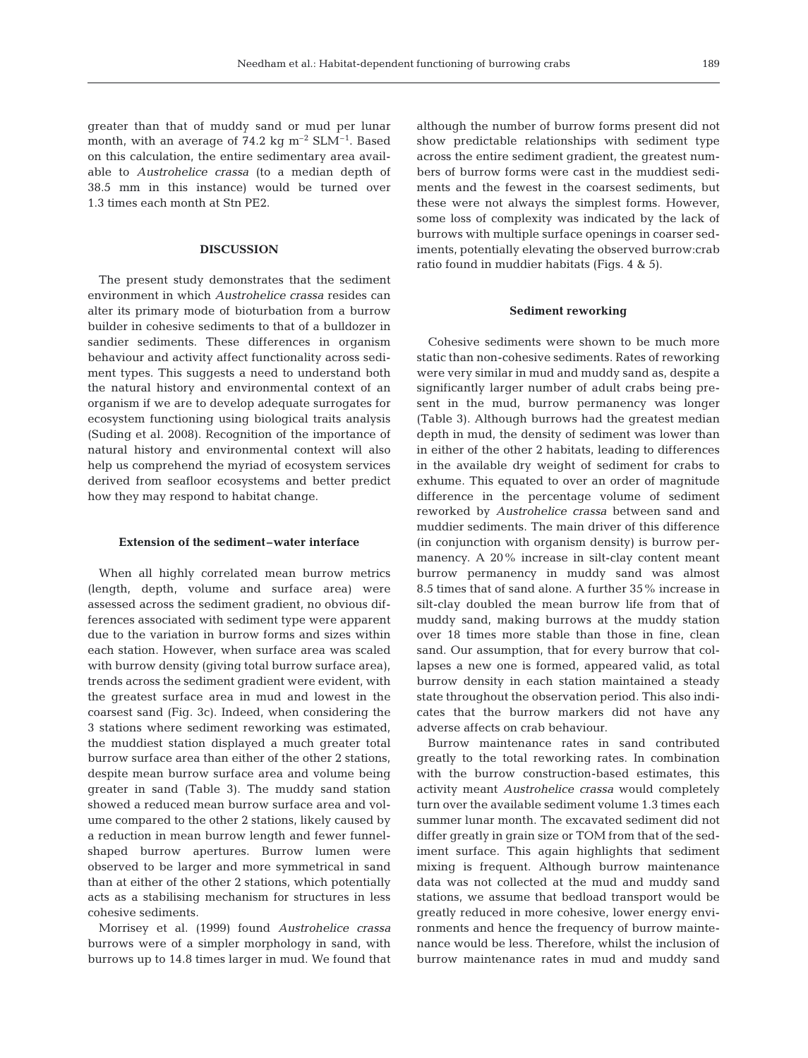greater than that of muddy sand or mud per lunar month, with an average of 74.2 kg $m^{-2}$ $SLM^{-1}$. Based on this calculation, the entire sedimentary area available to *Austrohelice crassa* (to a median depth of 38.5 mm in this instance) would be turned over 1.3 times each month at Stn PE2.

## DISCUSSION

The present study demonstrates that the sediment environment in which *Austrohelice crassa* resides can alter its primary mode of bioturbation from a burrow builder in cohesive sediments to that of a bulldozer in sandier sediments. These differences in organism behaviour and activity affect functionality across sediment types. This suggests a need to understand both the natural history and environmental context of an organism if we are to develop adequate surrogates for ecosystem functioning using biological traits analysis (Suding et al. 2008). Recognition of the importance of natural history and environmental context will also help us comprehend the myriad of ecosystem services derived from seafloor ecosystems and better predict how they may respond to habitat change.

### Extension of the sediment–water interface

When all highly correlated mean burrow metrics (length, depth, volume and surface area) were assessed across the sediment gradient, no obvious differences associated with sediment type were apparent due to the variation in burrow forms and sizes within each station. However, when surface area was scaled with burrow density (giving total burrow surface area), trends across the sediment gradient were evident, with the greatest surface area in mud and lowest in the coarsest sand (Fig. 3c). Indeed, when considering the 3 stations where sediment reworking was estimated, the muddiest station displayed a much greater total burrow surface area than either of the other 2 stations, despite mean burrow surface area and volume being greater in sand (Table 3). The muddy sand station showed a reduced mean burrow surface area and volume compared to the other 2 stations, likely caused by a reduction in mean burrow length and fewer funnel-shaped burrow apertures. Burrow lumen were observed to be larger and more symmetrical in sand than at either of the other 2 stations, which potentially acts as a stabilising mechanism for structures in less cohesive sediments.

Morrisey et al. (1999) found *Austrohelice crassa* burrows were of a simpler morphology in sand, with burrows up to 14.8 times larger in mud. We found that although the number of burrow forms present did not show predictable relationships with sediment type across the entire sediment gradient, the greatest numbers of burrow forms were cast in the muddiest sediments and the fewest in the coarsest sediments, but these were not always the simplest forms. However, some loss of complexity was indicated by the lack of burrows with multiple surface openings in coarser sediments, potentially elevating the observed burrow:crab ratio found in muddier habitats (Figs. 4 & 5).

### Sediment reworking

Cohesive sediments were shown to be much more static than non-cohesive sediments. Rates of reworking were very similar in mud and muddy sand as, despite a significantly larger number of adult crabs being present in the mud, burrow permanency was longer (Table 3). Although burrows had the greatest median depth in mud, the density of sediment was lower than in either of the other 2 habitats, leading to differences in the available dry weight of sediment for crabs to exhume. This equated to over an order of magnitude difference in the percentage volume of sediment reworked by *Austrohelice crassa* between sand and muddier sediments. The main driver of this difference (in conjunction with organism density) is burrow permanency. A 20% increase in silt-clay content meant burrow permanency in muddy sand was almost 8.5 times that of sand alone. A further 35% increase in silt-clay doubled the mean burrow life from that of muddy sand, making burrows at the muddy station over 18 times more stable than those in fine, clean sand. Our assumption, that for every burrow that collapses a new one is formed, appeared valid, as total burrow density in each station maintained a steady state throughout the observation period. This also indicates that the burrow markers did not have any adverse affects on crab behaviour.

Burrow maintenance rates in sand contributed greatly to the total reworking rates. In combination with the burrow construction-based estimates, this activity meant *Austrohelice crassa* would completely turn over the available sediment volume 1.3 times each summer lunar month. The excavated sediment did not differ greatly in grain size or TOM from that of the sediment surface. This again highlights that sediment mixing is frequent. Although burrow maintenance data was not collected at the mud and muddy sand stations, we assume that bedload transport would be greatly reduced in more cohesive, lower energy environments and hence the frequency of burrow maintenance would be less. Therefore, whilst the inclusion of burrow maintenance rates in mud and muddy sand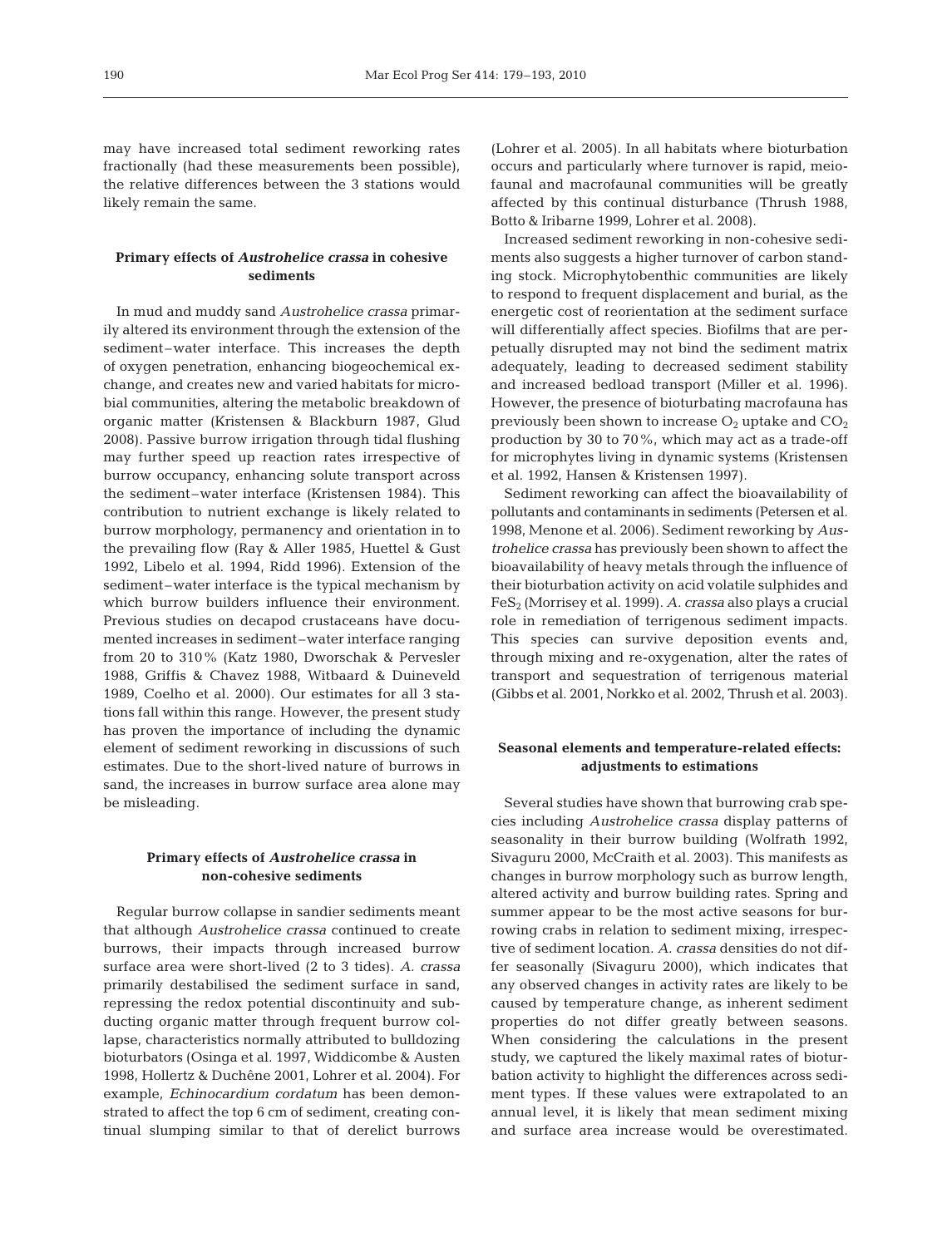may have increased total sediment reworking rates fractionally (had these measurements been possible), the relative differences between the 3 stations would likely remain the same.

### Primary effects of *Austrohelice crassa* in cohesive sediments

In mud and muddy sand *Austrohelice crassa* primarily altered its environment through the extension of the sediment–water interface. This increases the depth of oxygen penetration, enhancing biogeochemical exchange, and creates new and varied habitats for microbial communities, altering the metabolic breakdown of organic matter (Kristensen & Blackburn 1987, Glud 2008). Passive burrow irrigation through tidal flushing may further speed up reaction rates irrespective of burrow occupancy, enhancing solute transport across the sediment–water interface (Kristensen 1984). This contribution to nutrient exchange is likely related to burrow morphology, permanency and orientation in to the prevailing flow (Ray & Aller 1985, Huettel & Gust 1992, Libelo et al. 1994, Ridd 1996). Extension of the sediment–water interface is the typical mechanism by which burrow builders influence their environment. Previous studies on decapod crustaceans have documented increases in sediment–water interface ranging from 20 to 310% (Katz 1980, Dworschak & Pervesler 1988, Griffis & Chavez 1988, Witbaard & Duineveld 1989, Coelho et al. 2000). Our estimates for all 3 stations fall within this range. However, the present study has proven the importance of including the dynamic element of sediment reworking in discussions of such estimates. Due to the short-lived nature of burrows in sand, the increases in burrow surface area alone may be misleading.

### Primary effects of *Austrohelice crassa* in non-cohesive sediments

Regular burrow collapse in sandier sediments meant that although *Austrohelice crassa* continued to create burrows, their impacts through increased burrow surface area were short-lived (2 to 3 tides). *A. crassa* primarily destabilised the sediment surface in sand, repressing the redox potential discontinuity and subducting organic matter through frequent burrow collapse, characteristics normally attributed to bulldozing bioturbators (Osinga et al. 1997, Widdicombe & Austen 1998, Hollertz & Duchêne 2001, Lohrer et al. 2004). For example, *Echinocardium cordatum* has been demonstrated to affect the top 6 cm of sediment, creating continual slumping similar to that of derelict burrows (Lohrer et al. 2005). In all habitats where bioturbation occurs and particularly where turnover is rapid, meiofaunal and macrofaunal communities will be greatly affected by this continual disturbance (Thrush 1988, Botto & Iribarne 1999, Lohrer et al. 2008).

Increased sediment reworking in non-cohesive sediments also suggests a higher turnover of carbon standing stock. Microphytobenthic communities are likely to respond to frequent displacement and burial, as the energetic cost of reorientation at the sediment surface will differentially affect species. Biofilms that are perpetually disrupted may not bind the sediment matrix adequately, leading to decreased sediment stability and increased bedload transport (Miller et al. 1996). However, the presence of bioturbating macrofauna has previously been shown to increase $O_2$ uptake and $CO_2$ production by 30 to 70%, which may act as a trade-off for microphytes living in dynamic systems (Kristensen et al. 1992, Hansen & Kristensen 1997).

Sediment reworking can affect the bioavailability of pollutants and contaminants in sediments (Petersen et al. 1998, Menone et al. 2006). Sediment reworking by *Austrohelice crassa* has previously been shown to affect the bioavailability of heavy metals through the influence of their bioturbation activity on acid volatile sulphides and $FeS_2$ (Morrisey et al. 1999). *A. crassa* also plays a crucial role in remediation of terrigenous sediment impacts. This species can survive deposition events and, through mixing and re-oxygenation, alter the rates of transport and sequestration of terrigenous material (Gibbs et al. 2001, Norkko et al. 2002, Thrush et al. 2003).

### Seasonal elements and temperature-related effects: adjustments to estimations

Several studies have shown that burrowing crab species including *Austrohelice crassa* display patterns of seasonality in their burrow building (Wolfrath 1992, Sivaguru 2000, McCraith et al. 2003). This manifests as changes in burrow morphology such as burrow length, altered activity and burrow building rates. Spring and summer appear to be the most active seasons for burrowing crabs in relation to sediment mixing, irrespective of sediment location. *A. crassa* densities do not differ seasonally (Sivaguru 2000), which indicates that any observed changes in activity rates are likely to be caused by temperature change, as inherent sediment properties do not differ greatly between seasons. When considering the calculations in the present study, we captured the likely maximal rates of bioturbation activity to highlight the differences across sediment types. If these values were extrapolated to an annual level, it is likely that mean sediment mixing and surface area increase would be overestimated.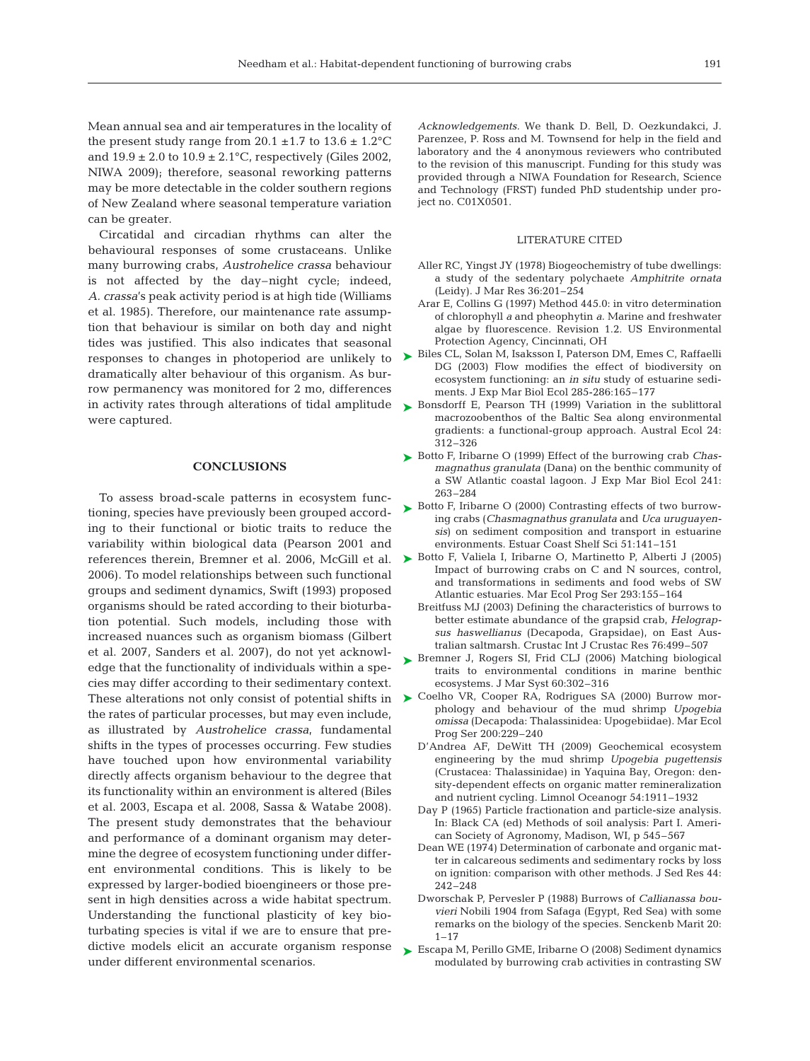Mean annual sea and air temperatures in the locality of the present study range from 20.1 ±1.7 to 13.6 ± 1.2°C and 19.9 ± 2.0 to 10.9 ± 2.1°C, respectively (Giles 2002, NIWA 2009); therefore, seasonal reworking patterns may be more detectable in the colder southern regions of New Zealand where seasonal temperature variation can be greater.

Circatidal and circadian rhythms can alter the behavioural responses of some crustaceans. Unlike many burrowing crabs, *Austrohelice crassa* behaviour is not affected by the day–night cycle; indeed, *A. crassa*'s peak activity period is at high tide (Williams et al. 1985). Therefore, our maintenance rate assumption that behaviour is similar on both day and night tides was justified. This also indicates that seasonal responses to changes in photoperiod are unlikely to dramatically alter behaviour of this organism. As burrow permanency was monitored for 2 mo, differences in activity rates through alterations of tidal amplitude were captured.

## CONCLUSIONS

To assess broad-scale patterns in ecosystem functioning, species have previously been grouped according to their functional or biotic traits to reduce the variability within biological data (Pearson 2001 and references therein, Bremner et al. 2006, McGill et al. 2006). To model relationships between such functional groups and sediment dynamics, Swift (1993) proposed organisms should be rated according to their bioturbation potential. Such models, including those with increased nuances such as organism biomass (Gilbert et al. 2007, Sanders et al. 2007), do not yet acknowledge that the functionality of individuals within a species may differ according to their sedimentary context. These alterations not only consist of potential shifts in the rates of particular processes, but may even include, as illustrated by *Austrohelice crassa*, fundamental shifts in the types of processes occurring. Few studies have touched upon how environmental variability directly affects organism behaviour to the degree that its functionality within an environment is altered (Biles et al. 2003, Escapa et al. 2008, Sassa & Watabe 2008). The present study demonstrates that the behaviour and performance of a dominant organism may determine the degree of ecosystem functioning under different environmental conditions. This is likely to be expressed by larger-bodied bioengineers or those present in high densities across a wide habitat spectrum. Understanding the functional plasticity of key bioturbating species is vital if we are to ensure that predictive models elicit an accurate organism response under different environmental scenarios.

*Acknowledgements.* We thank D. Bell, D. Oezkundakci, J. Parenzee, P. Ross and M. Townsend for help in the field and laboratory and the 4 anonymous reviewers who contributed to the revision of this manuscript. Funding for this study was provided through a NIWA Foundation for Research, Science and Technology (FRST) funded PhD studentship under project no. C01X0501.

## LITERATURE CITED

- Aller RC, Yingst JY (1978) Biogeochemistry of tube dwellings: a study of the sedentary polychaete *Amphitrite ornata* (Leidy). J Mar Res 36:201–254
- Arar E, Collins G (1997) Method 445.0: in vitro determination of chlorophyll *a* and pheophytin *a*. Marine and freshwater algae by fluorescence. Revision 1.2. US Environmental Protection Agency, Cincinnati, OH
- Biles CL, Solan M, Isaksson I, Paterson DM, Emes C, Raffaelli DG (2003) Flow modifies the effect of biodiversity on ecosystem functioning: an *in situ* study of estuarine sediments. J Exp Mar Biol Ecol 285-286:165–177
- Bonsdorff E, Pearson TH (1999) Variation in the sublittoral macrozoobenthos of the Baltic Sea along environmental gradients: a functional-group approach. Austral Ecol 24: 312–326
- Botto F, Iribarne O (1999) Effect of the burrowing crab *Chasmagnathus granulata* (Dana) on the benthic community of a SW Atlantic coastal lagoon. J Exp Mar Biol Ecol 241: 263–284
- Botto F, Iribarne O (2000) Contrasting effects of two burrowing crabs (*Chasmagnathus granulata* and *Uca uruguayensis*) on sediment composition and transport in estuarine environments. Estuar Coast Shelf Sci 51:141–151
- Botto F, Valiela I, Iribarne O, Martinetto P, Alberti J (2005) Impact of burrowing crabs on C and N sources, control, and transformations in sediments and food webs of SW Atlantic estuaries. Mar Ecol Prog Ser 293:155–164
- Breitfuss MJ (2003) Defining the characteristics of burrows to better estimate abundance of the grapsid crab, *Helograpsus haswellianus* (Decapoda, Grapsidae), on East Australian saltmarsh. Crustac Int J Crustac Res 76:499–507
- Bremner J, Rogers SI, Frid CLJ (2006) Matching biological traits to environmental conditions in marine benthic ecosystems. J Mar Syst 60:302–316
- Coelho VR, Cooper RA, Rodrigues SA (2000) Burrow morphology and behaviour of the mud shrimp *Upogebia omissa* (Decapoda: Thalassinidea: Upogebiidae). Mar Ecol Prog Ser 200:229–240
- D'Andrea AF, DeWitt TH (2009) Geochemical ecosystem engineering by the mud shrimp *Upogebia pugettensis* (Crustacea: Thalassinidae) in Yaquina Bay, Oregon: density-dependent effects on organic matter remineralization and nutrient cycling. Limnol Oceanogr 54:1911–1932
- Day P (1965) Particle fractionation and particle-size analysis. In: Black CA (ed) Methods of soil analysis: Part I. American Society of Agronomy, Madison, WI, p 545–567
- Dean WE (1974) Determination of carbonate and organic matter in calcareous sediments and sedimentary rocks by loss on ignition: comparison with other methods. J Sed Res 44: 242–248
- Dworschak P, Pervesler P (1988) Burrows of *Callianassa bouvieri* Nobili 1904 from Safaga (Egypt, Red Sea) with some remarks on the biology of the species. Senckenb Marit 20: 1–17
- Escapa M, Perillo GME, Iribarne O (2008) Sediment dynamics modulated by burrowing crab activities in contrasting SW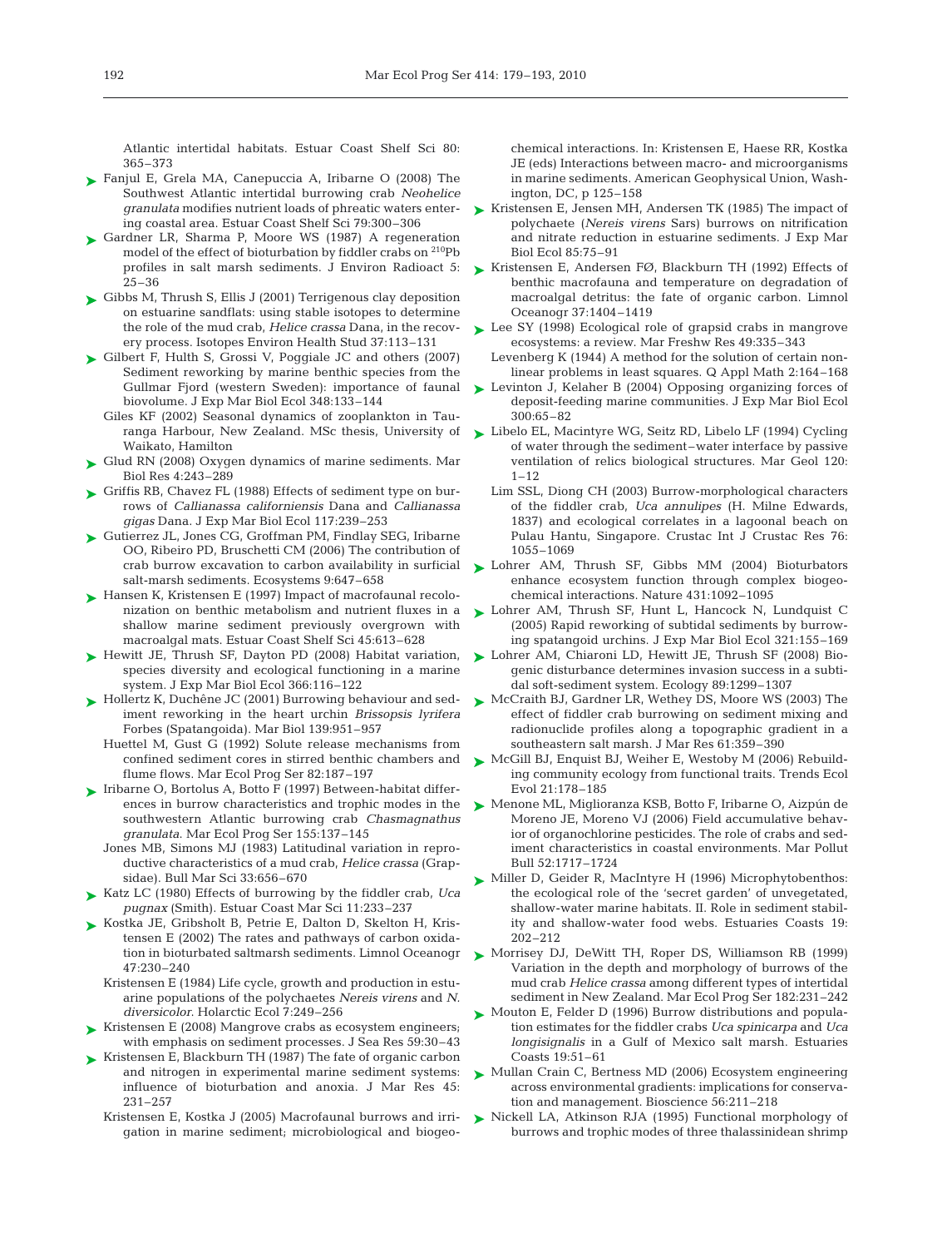Atlantic intertidal habitats. Estuar Coast Shelf Sci 80: 365–373

Fanjul E, Grela MA, Canepuccia A, Iribarne O (2008) The Southwest Atlantic intertidal burrowing crab *Neohelice granulata* modifies nutrient loads of phreatic waters entering coastal area. Estuar Coast Shelf Sci 79:300–306

Gardner LR, Sharma P, Moore WS (1987) A regeneration model of the effect of bioturbation by fiddler crabs on $^{210}$Pb profiles in salt marsh sediments. J Environ Radioact 5: 25–36

Gibbs M, Thrush S, Ellis J (2001) Terrigenous clay deposition on estuarine sandflats: using stable isotopes to determine the role of the mud crab, *Helice crassa* Dana, in the recovery process. Isotopes Environ Health Stud 37:113–131

Gilbert F, Hulth S, Grossi V, Poggiale JC and others (2007) Sediment reworking by marine benthic species from the Gullmar Fjord (western Sweden): importance of faunal biovolume. J Exp Mar Biol Ecol 348:133–144

Giles KF (2002) Seasonal dynamics of zooplankton in Tauranga Harbour, New Zealand. MSc thesis, University of Waikato, Hamilton

Glud RN (2008) Oxygen dynamics of marine sediments. Mar Biol Res 4:243–289

Griffis RB, Chavez FL (1988) Effects of sediment type on burrows of *Callianassa californiensis* Dana and *Callianassa gigas* Dana. J Exp Mar Biol Ecol 117:239–253

Gutierrez JL, Jones CG, Groffman PM, Findlay SEG, Iribarne OO, Ribeiro PD, Bruschetti CM (2006) The contribution of crab burrow excavation to carbon availability in surficial salt-marsh sediments. Ecosystems 9:647–658

Hansen K, Kristensen E (1997) Impact of macrofaunal recolonization on benthic metabolism and nutrient fluxes in a shallow marine sediment previously overgrown with macroalgal mats. Estuar Coast Shelf Sci 45:613–628

Hewitt JE, Thrush SF, Dayton PD (2008) Habitat variation, species diversity and ecological functioning in a marine system. J Exp Mar Biol Ecol 366:116–122

Hollertz K, Duchêne JC (2001) Burrowing behaviour and sediment reworking in the heart urchin *Brissopsis lyrifera* Forbes (Spatangoida). Mar Biol 139:951–957

Huettel M, Gust G (1992) Solute release mechanisms from confined sediment cores in stirred benthic chambers and flume flows. Mar Ecol Prog Ser 82:187–197

Iribarne O, Bortolus A, Botto F (1997) Between-habitat differences in burrow characteristics and trophic modes in the southwestern Atlantic burrowing crab *Chasmagnathus granulata*. Mar Ecol Prog Ser 155:137–145

Jones MB, Simons MJ (1983) Latitudinal variation in reproductive characteristics of a mud crab, *Helice crassa* (Grapsidae). Bull Mar Sci 33:656–670

Katz LC (1980) Effects of burrowing by the fiddler crab, *Uca pugnax* (Smith). Estuar Coast Mar Sci 11:233–237

Kostka JE, Gribsholt B, Petrie E, Dalton D, Skelton H, Kristensen E (2002) The rates and pathways of carbon oxidation in bioturbated saltmarsh sediments. Limnol Oceanogr 47:230–240

Kristensen E (1984) Life cycle, growth and production in estuarine populations of the polychaetes *Nereis virens* and *N. diversicolor*. Holarctic Ecol 7:249–256

Kristensen E (2008) Mangrove crabs as ecosystem engineers; with emphasis on sediment processes. J Sea Res 59:30–43

Kristensen E, Blackburn TH (1987) The fate of organic carbon and nitrogen in experimental marine sediment systems: influence of bioturbation and anoxia. J Mar Res 45: 231–257

Kristensen E, Kostka J (2005) Macrofaunal burrows and irrigation in marine sediment; microbiological and biogeochemical interactions. In: Kristensen E, Haese RR, Kostka JE (eds) Interactions between macro- and microorganisms in marine sediments. American Geophysical Union, Washington, DC, p 125–158

Kristensen E, Jensen MH, Andersen TK (1985) The impact of polychaete (*Nereis virens* Sars) burrows on nitrification and nitrate reduction in estuarine sediments. J Exp Mar Biol Ecol 85:75–91

Kristensen E, Andersen FØ, Blackburn TH (1992) Effects of benthic macrofauna and temperature on degradation of macroalgal detritus: the fate of organic carbon. Limnol Oceanogr 37:1404–1419

Lee SY (1998) Ecological role of grapsid crabs in mangrove ecosystems: a review. Mar Freshw Res 49:335–343

Levenberg K (1944) A method for the solution of certain non-linear problems in least squares. Q Appl Math 2:164–168

Levinton J, Kelaher B (2004) Opposing organizing forces of deposit-feeding marine communities. J Exp Mar Biol Ecol 300:65–82

Libelo EL, Macintyre WG, Seitz RD, Libelo LF (1994) Cycling of water through the sediment–water interface by passive ventilation of relics biological structures. Mar Geol 120: 1–12

Lim SSL, Diong CH (2003) Burrow-morphological characters of the fiddler crab, *Uca annulipes* (H. Milne Edwards, 1837) and ecological correlates in a lagoonal beach on Pulau Hantu, Singapore. Crustac Int J Crustac Res 76: 1055–1069

Lohrer AM, Thrush SF, Gibbs MM (2004) Bioturbators enhance ecosystem function through complex biogeochemical interactions. Nature 431:1092–1095

Lohrer AM, Thrush SF, Hunt L, Hancock N, Lundquist C (2005) Rapid reworking of subtidal sediments by burrowing spatangoid urchins. J Exp Mar Biol Ecol 321:155–169

Lohrer AM, Chiaroni LD, Hewitt JE, Thrush SF (2008) Biogenic disturbance determines invasion success in a subtidal soft-sediment system. Ecology 89:1299–1307

McCraith BJ, Gardner LR, Wethey DS, Moore WS (2003) The effect of fiddler crab burrowing on sediment mixing and radionuclide profiles along a topographic gradient in a southeastern salt marsh. J Mar Res 61:359–390

McGill BJ, Enquist BJ, Weiher E, Westoby M (2006) Rebuilding community ecology from functional traits. Trends Ecol Evol 21:178–185

Menone ML, Miglioranza KSB, Botto F, Iribarne O, Aizpún de Moreno JE, Moreno VJ (2006) Field accumulative behavior of organochlorine pesticides. The role of crabs and sediment characteristics in coastal environments. Mar Pollut Bull 52:1717–1724

Miller D, Geider R, MacIntyre H (1996) Microphytobenthos: the ecological role of the 'secret garden' of unvegetated, shallow-water marine habitats. II. Role in sediment stability and shallow-water food webs. Estuaries Coasts 19: 202–212

Morrisey DJ, DeWitt TH, Roper DS, Williamson RB (1999) Variation in the depth and morphology of burrows of the mud crab *Helice crassa* among different types of intertidal sediment in New Zealand. Mar Ecol Prog Ser 182:231–242

Mouton E, Felder D (1996) Burrow distributions and population estimates for the fiddler crabs *Uca spinicarpa* and *Uca longisignalis* in a Gulf of Mexico salt marsh. Estuaries Coasts 19:51–61

Mullan Crain C, Bertness MD (2006) Ecosystem engineering across environmental gradients: implications for conservation and management. Bioscience 56:211–218

Nickell LA, Atkinson RJA (1995) Functional morphology of burrows and trophic modes of three thalassinidean shrimp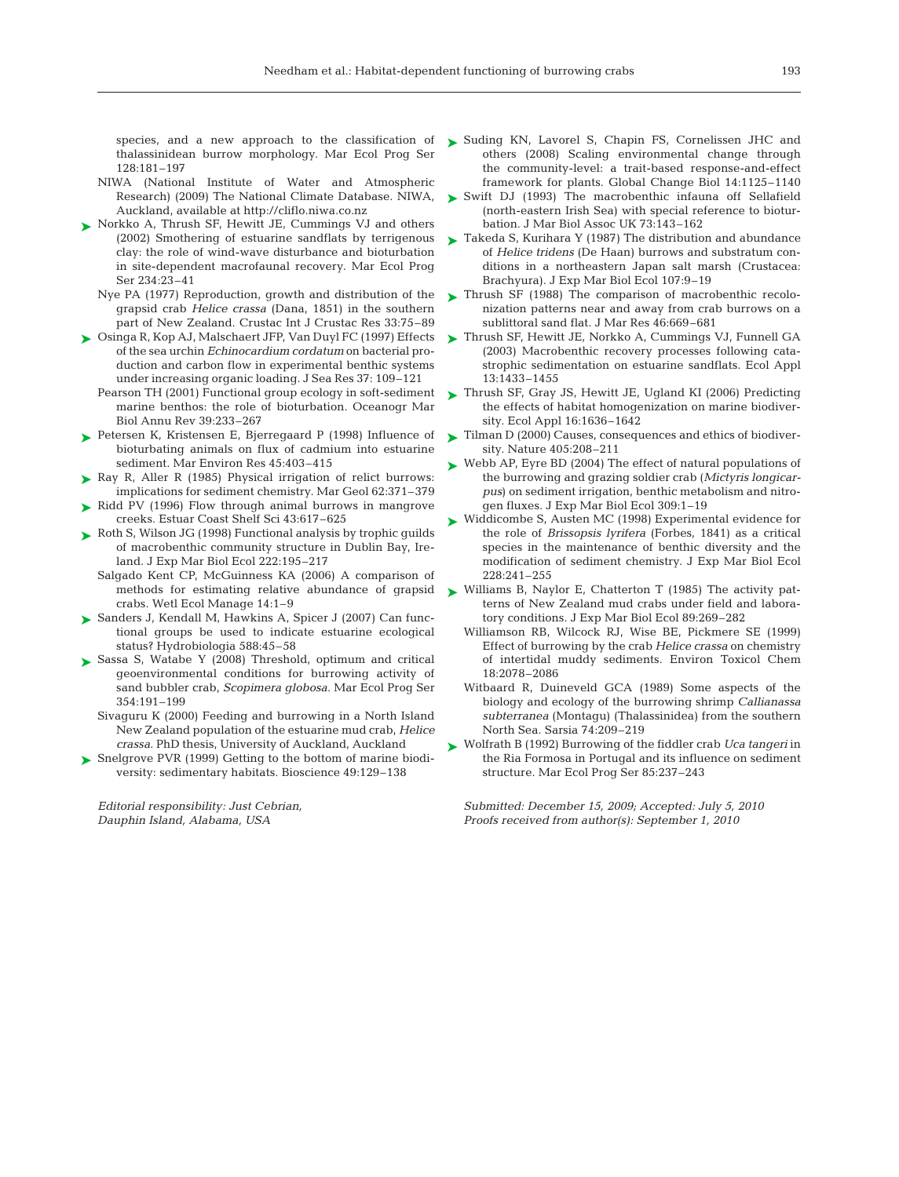species, and a new approach to the classification of thalassinidean burrow morphology. Mar Ecol Prog Ser 128:181–197

NIWA (National Institute of Water and Atmospheric Research) (2009) The National Climate Database. NIWA, Auckland, available at http://cliflo.niwa.co.nz

Norkko A, Thrush SF, Hewitt JE, Cummings VJ and others (2002) Smothering of estuarine sandflats by terrigenous clay: the role of wind-wave disturbance and bioturbation in site-dependent macrofaunal recovery. Mar Ecol Prog Ser 234:23–41

Nye PA (1977) Reproduction, growth and distribution of the grapsid crab *Helice crassa* (Dana, 1851) in the southern part of New Zealand. Crustac Int J Crustac Res 33:75–89

Osinga R, Kop AJ, Malschaert JFP, Van Duyl FC (1997) Effects of the sea urchin *Echinocardium cordatum* on bacterial production and carbon flow in experimental benthic systems under increasing organic loading. J Sea Res 37: 109–121

Pearson TH (2001) Functional group ecology in soft-sediment marine benthos: the role of bioturbation. Oceanogr Mar Biol Annu Rev 39:233–267

Petersen K, Kristensen E, Bjerregaard P (1998) Influence of bioturbating animals on flux of cadmium into estuarine sediment. Mar Environ Res 45:403–415

Ray R, Aller R (1985) Physical irrigation of relict burrows: implications for sediment chemistry. Mar Geol 62:371–379

Ridd PV (1996) Flow through animal burrows in mangrove creeks. Estuar Coast Shelf Sci 43:617–625

Roth S, Wilson JG (1998) Functional analysis by trophic guilds of macrobenthic community structure in Dublin Bay, Ireland. J Exp Mar Biol Ecol 222:195–217

Salgado Kent CP, McGuinness KA (2006) A comparison of methods for estimating relative abundance of grapsid crabs. Wetl Ecol Manage 14:1–9

Sanders J, Kendall M, Hawkins A, Spicer J (2007) Can functional groups be used to indicate estuarine ecological status? Hydrobiologia 588:45–58

Sassa S, Watabe Y (2008) Threshold, optimum and critical geoenvironmental conditions for burrowing activity of sand bubbler crab, *Scopimera globosa*. Mar Ecol Prog Ser 354:191–199

Sivaguru K (2000) Feeding and burrowing in a North Island New Zealand population of the estuarine mud crab, *Helice crassa*. PhD thesis, University of Auckland, Auckland

Snelgrove PVR (1999) Getting to the bottom of marine biodiversity: sedimentary habitats. Bioscience 49:129–138

Suding KN, Lavorel S, Chapin FS, Cornelissen JHC and others (2008) Scaling environmental change through the community-level: a trait-based response-and-effect framework for plants. Global Change Biol 14:1125–1140

Swift DJ (1993) The macrobenthic infauna off Sellafield (north-eastern Irish Sea) with special reference to bioturbation. J Mar Biol Assoc UK 73:143–162

Takeda S, Kurihara Y (1987) The distribution and abundance of *Helice tridens* (De Haan) burrows and substratum conditions in a northeastern Japan salt marsh (Crustacea: Brachyura). J Exp Mar Biol Ecol 107:9–19

Thrush SF (1988) The comparison of macrobenthic recolonization patterns near and away from crab burrows on a sublittoral sand flat. J Mar Res 46:669–681

Thrush SF, Hewitt JE, Norkko A, Cummings VJ, Funnell GA (2003) Macrobenthic recovery processes following catastrophic sedimentation on estuarine sandflats. Ecol Appl 13:1433–1455

Thrush SF, Gray JS, Hewitt JE, Ugland KI (2006) Predicting the effects of habitat homogenization on marine biodiversity. Ecol Appl 16:1636–1642

Tilman D (2000) Causes, consequences and ethics of biodiversity. Nature 405:208–211

Webb AP, Eyre BD (2004) The effect of natural populations of the burrowing and grazing soldier crab (*Mictyris longicarpus*) on sediment irrigation, benthic metabolism and nitrogen fluxes. J Exp Mar Biol Ecol 309:1–19

Widdicombe S, Austen MC (1998) Experimental evidence for the role of *Brissopsis lyrifera* (Forbes, 1841) as a critical species in the maintenance of benthic diversity and the modification of sediment chemistry. J Exp Mar Biol Ecol 228:241–255

Williams B, Naylor E, Chatterton T (1985) The activity patterns of New Zealand mud crabs under field and laboratory conditions. J Exp Mar Biol Ecol 89:269–282

Williamson RB, Wilcock RJ, Wise BE, Pickmere SE (1999) Effect of burrowing by the crab *Helice crassa* on chemistry of intertidal muddy sediments. Environ Toxicol Chem 18:2078–2086

Witbaard R, Duineveld GCA (1989) Some aspects of the biology and ecology of the burrowing shrimp *Callianassa subterranea* (Montagu) (Thalassinidea) from the southern North Sea. Sarsia 74:209–219

Wolfrath B (1992) Burrowing of the fiddler crab *Uca tangeri* in the Ria Formosa in Portugal and its influence on sediment structure. Mar Ecol Prog Ser 85:237–243

*Editorial responsibility: Just Cebrian, Dauphin Island, Alabama, USA*

*Submitted: December 15, 2009; Accepted: July 5, 2010*
*Proofs received from author(s): September 1, 2010*